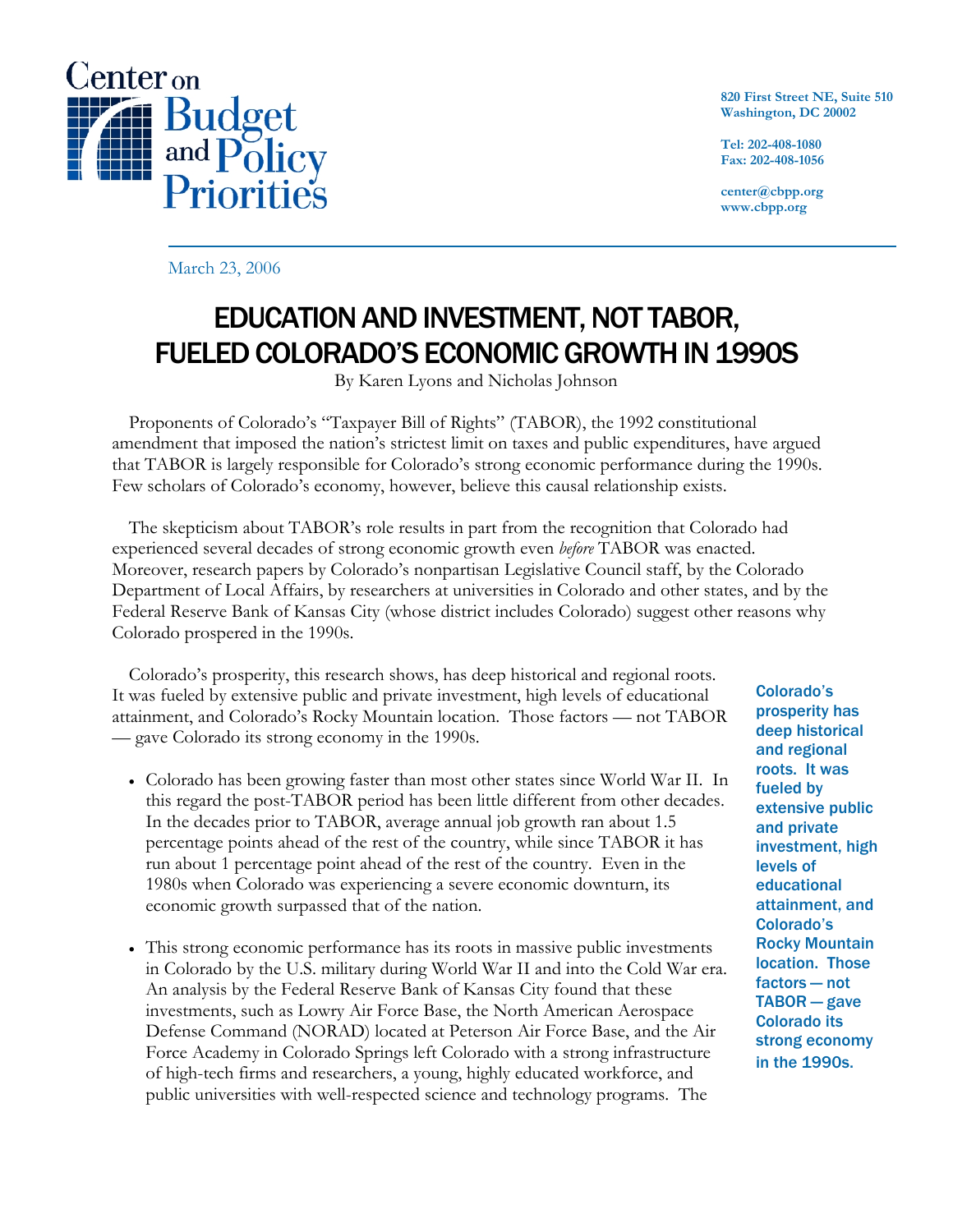Center on Budget and Policy Priorities

820 First Street NE, Suite 510
Washington, DC 20002

Tel: 202-408-1080
Fax: 202-408-1056

center@cbpp.org
www.cbpp.org

March 23, 2006

# EDUCATION AND INVESTMENT, NOT TABOR, FUELED COLORADO'S ECONOMIC GROWTH IN 1990S

By Karen Lyons and Nicholas Johnson

Proponents of Colorado's "Taxpayer Bill of Rights" (TABOR), the 1992 constitutional amendment that imposed the nation's strictest limit on taxes and public expenditures, have argued that TABOR is largely responsible for Colorado's strong economic performance during the 1990s. Few scholars of Colorado's economy, however, believe this causal relationship exists.

The skepticism about TABOR's role results in part from the recognition that Colorado had experienced several decades of strong economic growth even *before* TABOR was enacted. Moreover, research papers by Colorado's nonpartisan Legislative Council staff, by the Colorado Department of Local Affairs, by researchers at universities in Colorado and other states, and by the Federal Reserve Bank of Kansas City (whose district includes Colorado) suggest other reasons why Colorado prospered in the 1990s.

Colorado's prosperity, this research shows, has deep historical and regional roots. It was fueled by extensive public and private investment, high levels of educational attainment, and Colorado's Rocky Mountain location. Those factors — not TABOR — gave Colorado its strong economy in the 1990s.

**Colorado's prosperity has deep historical and regional roots. It was fueled by extensive public and private investment, high levels of educational attainment, and Colorado's Rocky Mountain location. Those factors — not TABOR — gave Colorado its strong economy in the 1990s.**

- Colorado has been growing faster than most other states since World War II. In this regard the post-TABOR period has been little different from other decades. In the decades prior to TABOR, average annual job growth ran about 1.5 percentage points ahead of the rest of the country, while since TABOR it has run about 1 percentage point ahead of the rest of the country. Even in the 1980s when Colorado was experiencing a severe economic downturn, its economic growth surpassed that of the nation.

- This strong economic performance has its roots in massive public investments in Colorado by the U.S. military during World War II and into the Cold War era. An analysis by the Federal Reserve Bank of Kansas City found that these investments, such as Lowry Air Force Base, the North American Aerospace Defense Command (NORAD) located at Peterson Air Force Base, and the Air Force Academy in Colorado Springs left Colorado with a strong infrastructure of high-tech firms and researchers, a young, highly educated workforce, and public universities with well-respected science and technology programs. The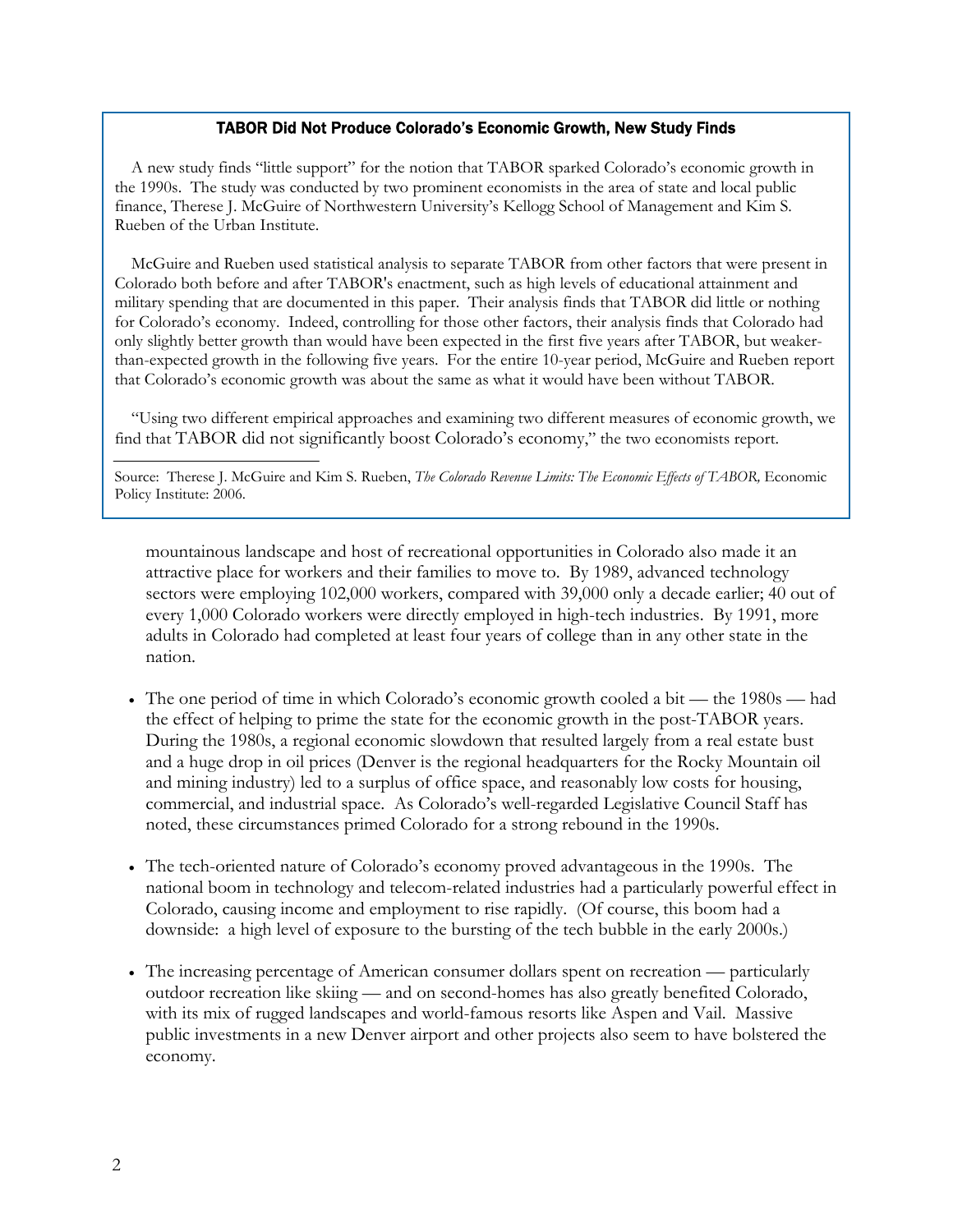### TABOR Did Not Produce Colorado's Economic Growth, New Study Finds

A new study finds "little support" for the notion that TABOR sparked Colorado's economic growth in the 1990s. The study was conducted by two prominent economists in the area of state and local public finance, Therese J. McGuire of Northwestern University's Kellogg School of Management and Kim S. Rueben of the Urban Institute.

McGuire and Rueben used statistical analysis to separate TABOR from other factors that were present in Colorado both before and after TABOR's enactment, such as high levels of educational attainment and military spending that are documented in this paper. Their analysis finds that TABOR did little or nothing for Colorado's economy. Indeed, controlling for those other factors, their analysis finds that Colorado had only slightly better growth than would have been expected in the first five years after TABOR, but weaker-than-expected growth in the following five years. For the entire 10-year period, McGuire and Rueben report that Colorado's economic growth was about the same as what it would have been without TABOR.

"Using two different empirical approaches and examining two different measures of economic growth, we find that TABOR did not significantly boost Colorado's economy," the two economists report.

Source: Therese J. McGuire and Kim S. Rueben, *The Colorado Revenue Limits: The Economic Effects of TABOR,* Economic Policy Institute: 2006.

---

mountainous landscape and host of recreational opportunities in Colorado also made it an attractive place for workers and their families to move to. By 1989, advanced technology sectors were employing 102,000 workers, compared with 39,000 only a decade earlier; 40 out of every 1,000 Colorado workers were directly employed in high-tech industries. By 1991, more adults in Colorado had completed at least four years of college than in any other state in the nation.

- The one period of time in which Colorado's economic growth cooled a bit — the 1980s — had the effect of helping to prime the state for the economic growth in the post-TABOR years. During the 1980s, a regional economic slowdown that resulted largely from a real estate bust and a huge drop in oil prices (Denver is the regional headquarters for the Rocky Mountain oil and mining industry) led to a surplus of office space, and reasonably low costs for housing, commercial, and industrial space. As Colorado's well-regarded Legislative Council Staff has noted, these circumstances primed Colorado for a strong rebound in the 1990s.

- The tech-oriented nature of Colorado's economy proved advantageous in the 1990s. The national boom in technology and telecom-related industries had a particularly powerful effect in Colorado, causing income and employment to rise rapidly. (Of course, this boom had a downside: a high level of exposure to the bursting of the tech bubble in the early 2000s.)

- The increasing percentage of American consumer dollars spent on recreation — particularly outdoor recreation like skiing — and on second-homes has also greatly benefited Colorado, with its mix of rugged landscapes and world-famous resorts like Aspen and Vail. Massive public investments in a new Denver airport and other projects also seem to have bolstered the economy.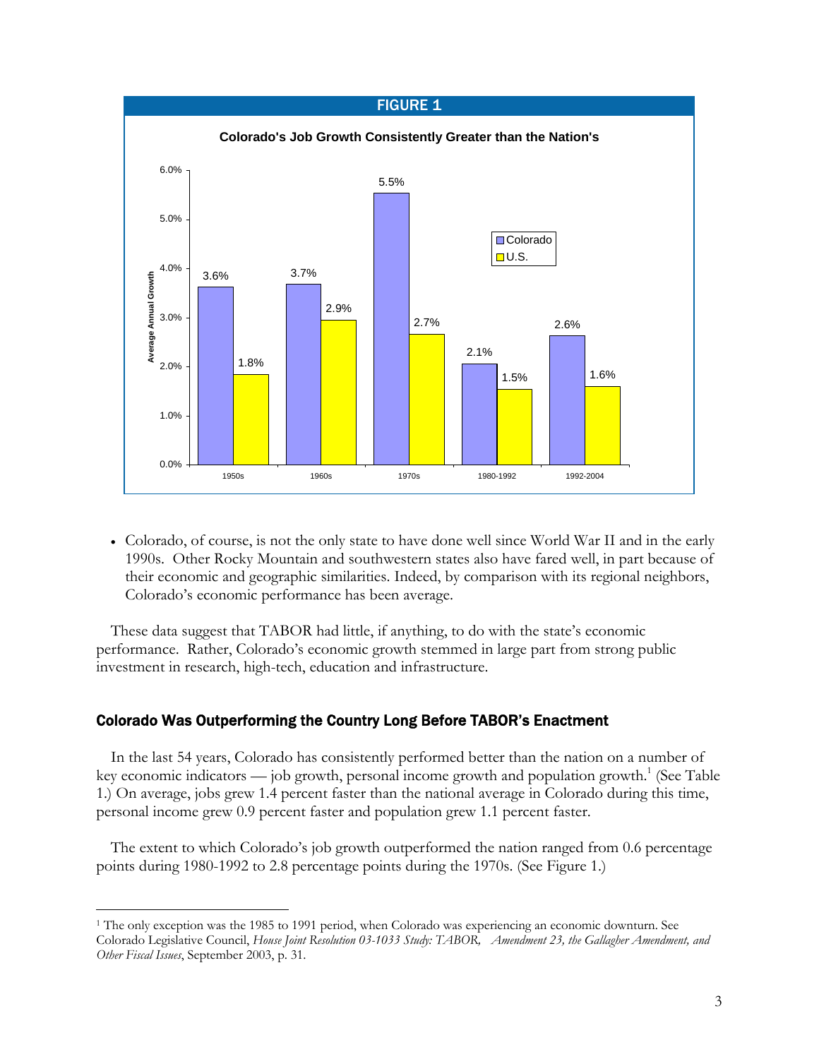**FIGURE 1**

**Colorado's Job Growth Consistently Greater than the Nation's**

| Period | Colorado | U.S. |
|---|---|---|
| 1950s | 3.6% | 1.8% |
| 1960s | 3.7% | 2.9% |
| 1970s | 5.5% | 2.7% |
| 1980-1992 | 2.1% | 1.5% |
| 1992-2004 | 2.6% | 1.6% |

- Colorado, of course, is not the only state to have done well since World War II and in the early 1990s. Other Rocky Mountain and southwestern states also have fared well, in part because of their economic and geographic similarities. Indeed, by comparison with its regional neighbors, Colorado's economic performance has been average.

These data suggest that TABOR had little, if anything, to do with the state's economic performance. Rather, Colorado's economic growth stemmed in large part from strong public investment in research, high-tech, education and infrastructure.

## Colorado Was Outperforming the Country Long Before TABOR's Enactment

In the last 54 years, Colorado has consistently performed better than the nation on a number of key economic indicators — job growth, personal income growth and population growth.[1] (See Table 1.) On average, jobs grew 1.4 percent faster than the national average in Colorado during this time, personal income grew 0.9 percent faster and population grew 1.1 percent faster.

The extent to which Colorado's job growth outperformed the nation ranged from 0.6 percentage points during 1980-1992 to 2.8 percentage points during the 1970s. (See Figure 1.)

---

[1] The only exception was the 1985 to 1991 period, when Colorado was experiencing an economic downturn. See Colorado Legislative Council, *House Joint Resolution 03-1033 Study: TABOR, Amendment 23, the Gallagher Amendment, and Other Fiscal Issues*, September 2003, p. 31.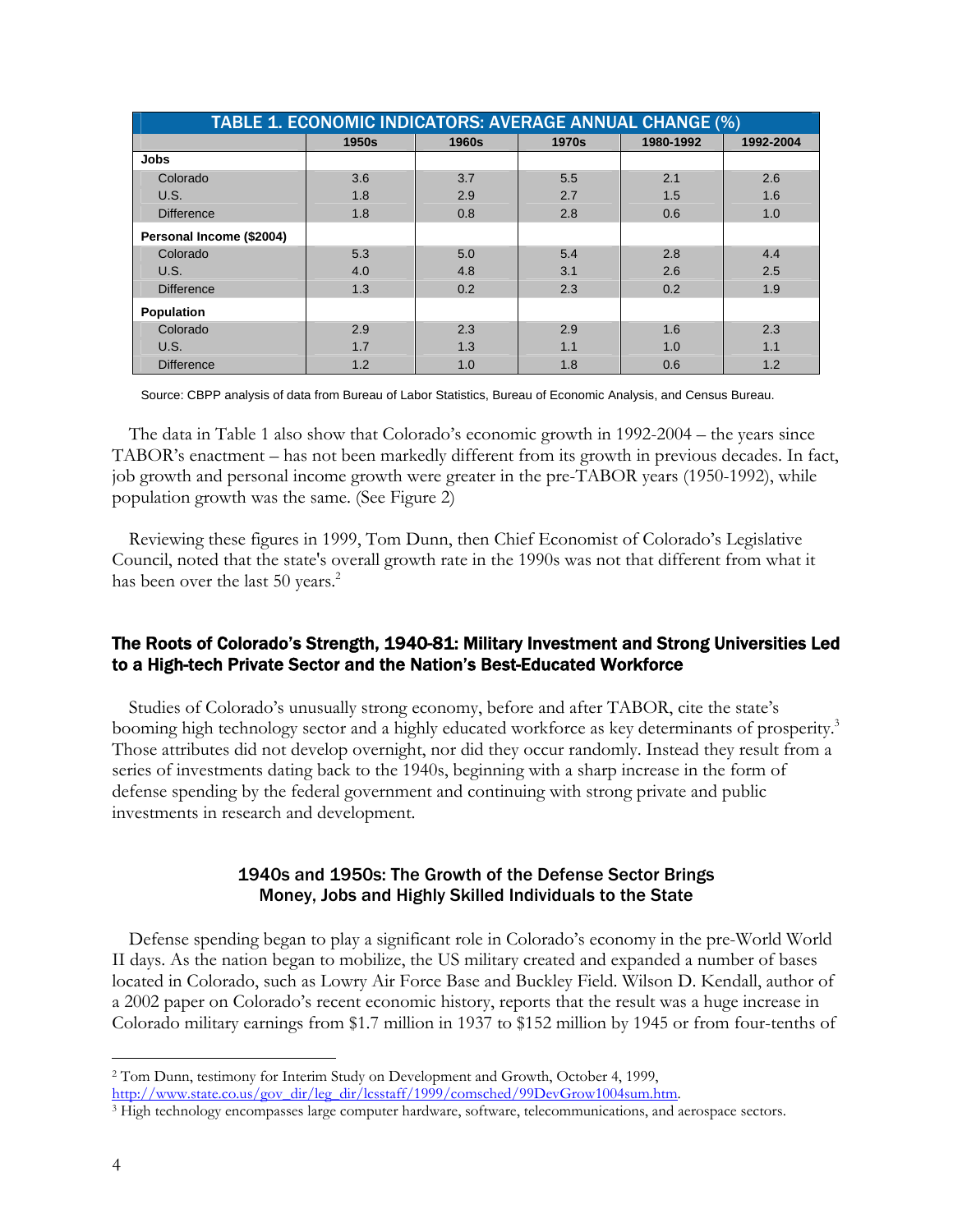**TABLE 1. ECONOMIC INDICATORS: AVERAGE ANNUAL CHANGE (%)**

| | 1950s | 1960s | 1970s | 1980-1992 | 1992-2004 |
|---|---|---|---|---|---|
| **Jobs** | | | | | |
| Colorado | 3.6 | 3.7 | 5.5 | 2.1 | 2.6 |
| U.S. | 1.8 | 2.9 | 2.7 | 1.5 | 1.6 |
| Difference | 1.8 | 0.8 | 2.8 | 0.6 | 1.0 |
| **Personal Income ($2004)** | | | | | |
| Colorado | 5.3 | 5.0 | 5.4 | 2.8 | 4.4 |
| U.S. | 4.0 | 4.8 | 3.1 | 2.6 | 2.5 |
| Difference | 1.3 | 0.2 | 2.3 | 0.2 | 1.9 |
| **Population** | | | | | |
| Colorado | 2.9 | 2.3 | 2.9 | 1.6 | 2.3 |
| U.S. | 1.7 | 1.3 | 1.1 | 1.0 | 1.1 |
| Difference | 1.2 | 1.0 | 1.8 | 0.6 | 1.2 |

Source: CBPP analysis of data from Bureau of Labor Statistics, Bureau of Economic Analysis, and Census Bureau.

The data in Table 1 also show that Colorado's economic growth in 1992-2004 – the years since TABOR's enactment – has not been markedly different from its growth in previous decades. In fact, job growth and personal income growth were greater in the pre-TABOR years (1950-1992), while population growth was the same. (See Figure 2)

Reviewing these figures in 1999, Tom Dunn, then Chief Economist of Colorado's Legislative Council, noted that the state's overall growth rate in the 1990s was not that different from what it has been over the last 50 years.[2]

## The Roots of Colorado's Strength, 1940-81: Military Investment and Strong Universities Led to a High-tech Private Sector and the Nation's Best-Educated Workforce

Studies of Colorado's unusually strong economy, before and after TABOR, cite the state's booming high technology sector and a highly educated workforce as key determinants of prosperity.[3] Those attributes did not develop overnight, nor did they occur randomly. Instead they result from a series of investments dating back to the 1940s, beginning with a sharp increase in the form of defense spending by the federal government and continuing with strong private and public investments in research and development.

### 1940s and 1950s: The Growth of the Defense Sector Brings Money, Jobs and Highly Skilled Individuals to the State

Defense spending began to play a significant role in Colorado's economy in the pre-World World II days. As the nation began to mobilize, the US military created and expanded a number of bases located in Colorado, such as Lowry Air Force Base and Buckley Field. Wilson D. Kendall, author of a 2002 paper on Colorado's recent economic history, reports that the result was a huge increase in Colorado military earnings from $1.7 million in 1937 to $152 million by 1945 or from four-tenths of

---

[2] Tom Dunn, testimony for Interim Study on Development and Growth, October 4, 1999, http://www.state.co.us/gov_dir/leg_dir/lcsstaff/1999/comsched/99DevGrow1004sum.htm.

[3] High technology encompasses large computer hardware, software, telecommunications, and aerospace sectors.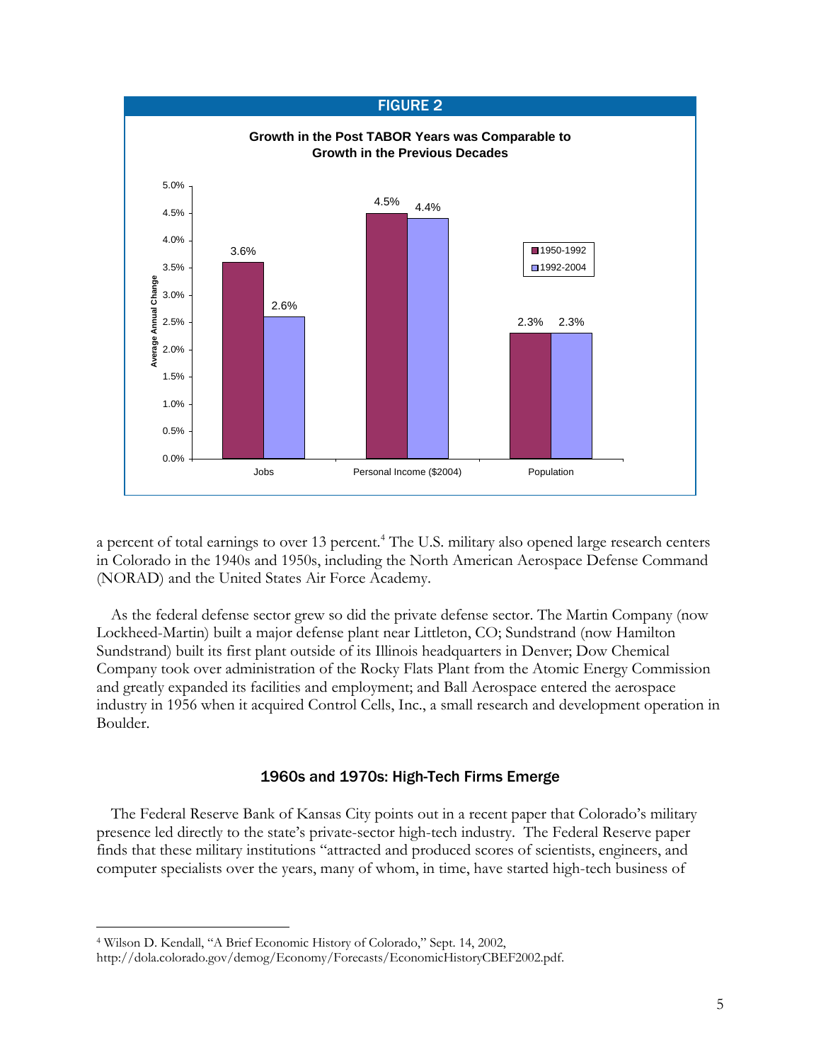**FIGURE 2**

**Growth in the Post TABOR Years was Comparable to Growth in the Previous Decades**

| Average Annual Change | 1950-1992 | 1992-2004 |
|---|---|---|
| Jobs | 3.6% | 2.6% |
| Personal Income ($2004) | 4.5% | 4.4% |
| Population | 2.3% | 2.3% |

a percent of total earnings to over 13 percent.[4] The U.S. military also opened large research centers in Colorado in the 1940s and 1950s, including the North American Aerospace Defense Command (NORAD) and the United States Air Force Academy.

As the federal defense sector grew so did the private defense sector. The Martin Company (now Lockheed-Martin) built a major defense plant near Littleton, CO; Sundstrand (now Hamilton Sundstrand) built its first plant outside of its Illinois headquarters in Denver; Dow Chemical Company took over administration of the Rocky Flats Plant from the Atomic Energy Commission and greatly expanded its facilities and employment; and Ball Aerospace entered the aerospace industry in 1956 when it acquired Control Cells, Inc., a small research and development operation in Boulder.

### 1960s and 1970s: High-Tech Firms Emerge

The Federal Reserve Bank of Kansas City points out in a recent paper that Colorado's military presence led directly to the state's private-sector high-tech industry. The Federal Reserve paper finds that these military institutions "attracted and produced scores of scientists, engineers, and computer specialists over the years, many of whom, in time, have started high-tech business of

---

[4] Wilson D. Kendall, "A Brief Economic History of Colorado," Sept. 14, 2002, http://dola.colorado.gov/demog/Economy/Forecasts/EconomicHistoryCBEF2002.pdf.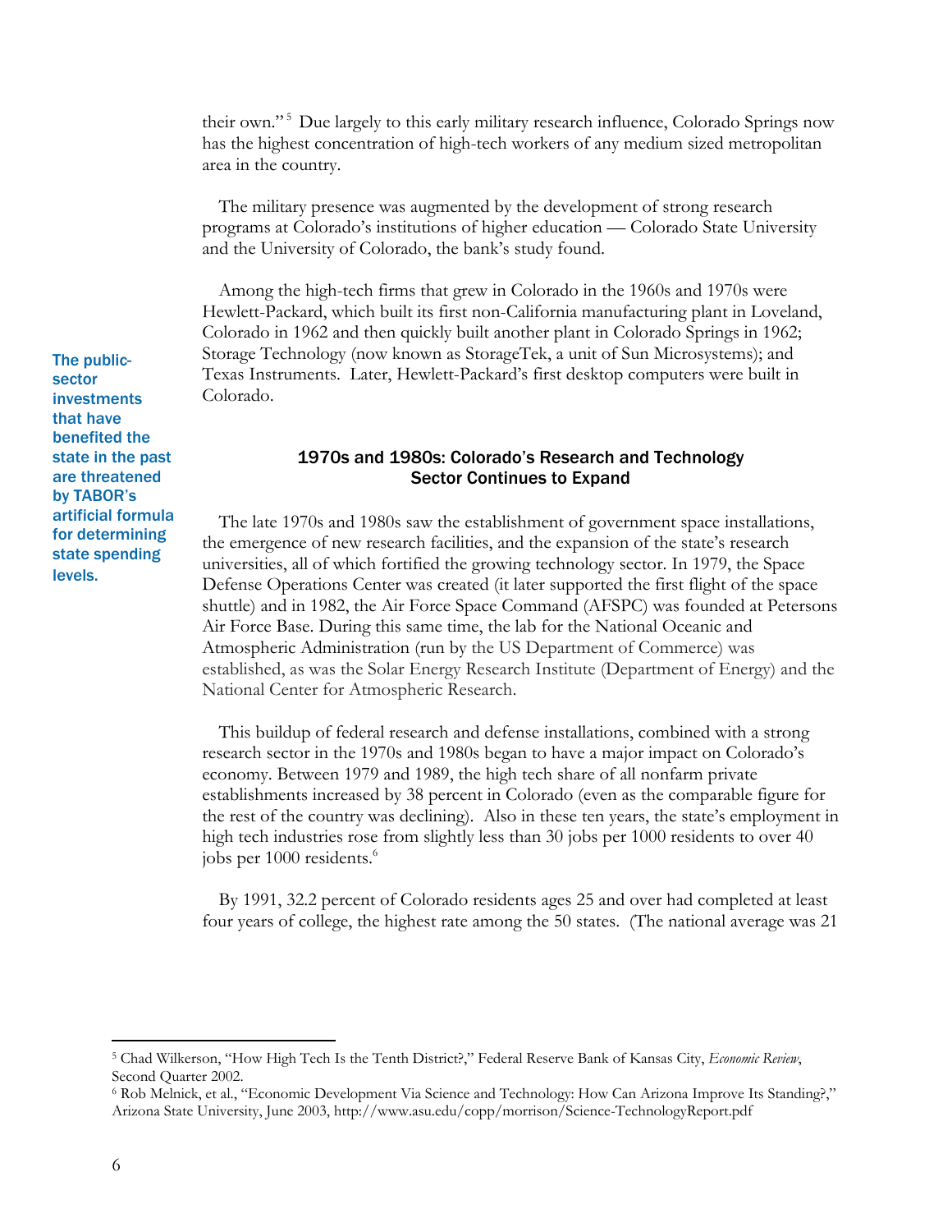their own."[5] Due largely to this early military research influence, Colorado Springs now has the highest concentration of high-tech workers of any medium sized metropolitan area in the country.

The military presence was augmented by the development of strong research programs at Colorado's institutions of higher education — Colorado State University and the University of Colorado, the bank's study found.

Among the high-tech firms that grew in Colorado in the 1960s and 1970s were Hewlett-Packard, which built its first non-California manufacturing plant in Loveland, Colorado in 1962 and then quickly built another plant in Colorado Springs in 1962; Storage Technology (now known as StorageTek, a unit of Sun Microsystems); and Texas Instruments. Later, Hewlett-Packard's first desktop computers were built in Colorado.

**The public-sector investments that have benefited the state in the past are threatened by TABOR's artificial formula for determining state spending levels.**

## 1970s and 1980s: Colorado's Research and Technology Sector Continues to Expand

The late 1970s and 1980s saw the establishment of government space installations, the emergence of new research facilities, and the expansion of the state's research universities, all of which fortified the growing technology sector. In 1979, the Space Defense Operations Center was created (it later supported the first flight of the space shuttle) and in 1982, the Air Force Space Command (AFSPC) was founded at Petersons Air Force Base. During this same time, the lab for the National Oceanic and Atmospheric Administration (run by the US Department of Commerce) was established, as was the Solar Energy Research Institute (Department of Energy) and the National Center for Atmospheric Research.

This buildup of federal research and defense installations, combined with a strong research sector in the 1970s and 1980s began to have a major impact on Colorado's economy. Between 1979 and 1989, the high tech share of all nonfarm private establishments increased by 38 percent in Colorado (even as the comparable figure for the rest of the country was declining). Also in these ten years, the state's employment in high tech industries rose from slightly less than 30 jobs per 1000 residents to over 40 jobs per 1000 residents.[6]

By 1991, 32.2 percent of Colorado residents ages 25 and over had completed at least four years of college, the highest rate among the 50 states. (The national average was 21

---

[5] Chad Wilkerson, "How High Tech Is the Tenth District?," Federal Reserve Bank of Kansas City, *Economic Review*, Second Quarter 2002.

[6] Rob Melnick, et al., "Economic Development Via Science and Technology: How Can Arizona Improve Its Standing?," Arizona State University, June 2003, http://www.asu.edu/copp/morrison/Science-TechnologyReport.pdf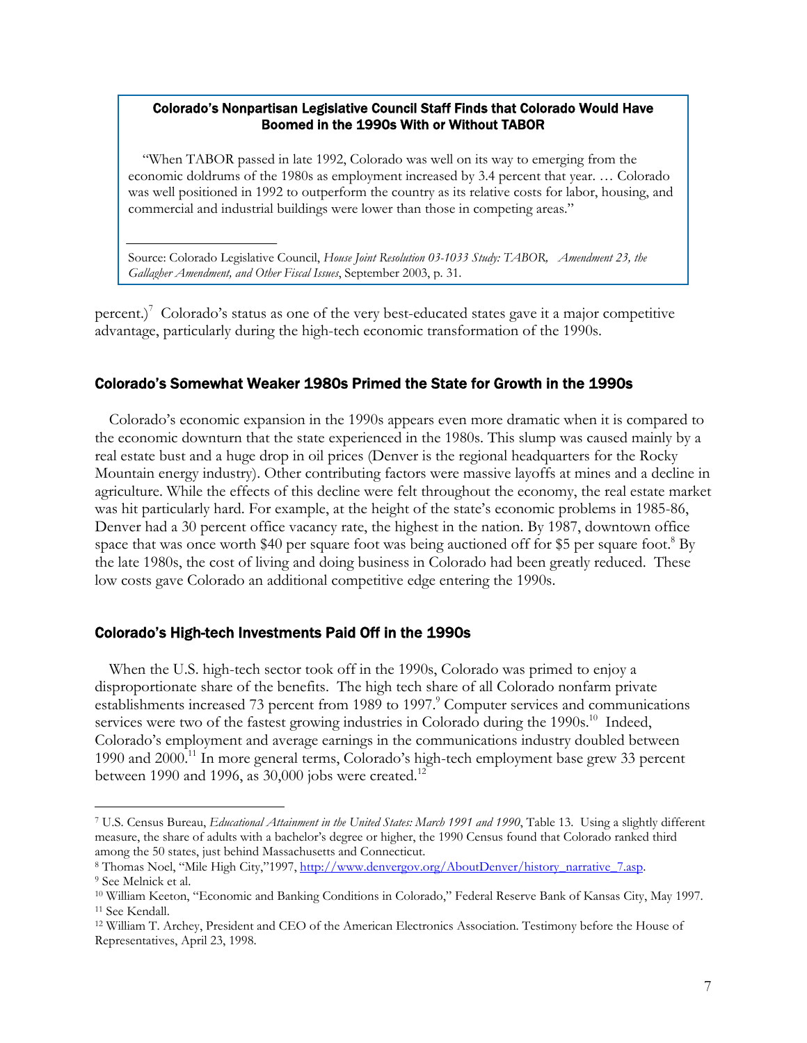**Colorado's Nonpartisan Legislative Council Staff Finds that Colorado Would Have Boomed in the 1990s With or Without TABOR**

"When TABOR passed in late 1992, Colorado was well on its way to emerging from the economic doldrums of the 1980s as employment increased by 3.4 percent that year. … Colorado was well positioned in 1992 to outperform the country as its relative costs for labor, housing, and commercial and industrial buildings were lower than those in competing areas."

Source: Colorado Legislative Council, *House Joint Resolution 03-1033 Study: TABOR, Amendment 23, the Gallagher Amendment, and Other Fiscal Issues*, September 2003, p. 31.

percent.)[7] Colorado's status as one of the very best-educated states gave it a major competitive advantage, particularly during the high-tech economic transformation of the 1990s.

## Colorado's Somewhat Weaker 1980s Primed the State for Growth in the 1990s

Colorado's economic expansion in the 1990s appears even more dramatic when it is compared to the economic downturn that the state experienced in the 1980s. This slump was caused mainly by a real estate bust and a huge drop in oil prices (Denver is the regional headquarters for the Rocky Mountain energy industry). Other contributing factors were massive layoffs at mines and a decline in agriculture. While the effects of this decline were felt throughout the economy, the real estate market was hit particularly hard. For example, at the height of the state's economic problems in 1985-86, Denver had a 30 percent office vacancy rate, the highest in the nation. By 1987, downtown office space that was once worth $40 per square foot was being auctioned off for $5 per square foot.[8] By the late 1980s, the cost of living and doing business in Colorado had been greatly reduced. These low costs gave Colorado an additional competitive edge entering the 1990s.

## Colorado's High-tech Investments Paid Off in the 1990s

When the U.S. high-tech sector took off in the 1990s, Colorado was primed to enjoy a disproportionate share of the benefits. The high tech share of all Colorado nonfarm private establishments increased 73 percent from 1989 to 1997.[9] Computer services and communications services were two of the fastest growing industries in Colorado during the 1990s.[10] Indeed, Colorado's employment and average earnings in the communications industry doubled between 1990 and 2000.[11] In more general terms, Colorado's high-tech employment base grew 33 percent between 1990 and 1996, as 30,000 jobs were created.[12]

---

[7] U.S. Census Bureau, *Educational Attainment in the United States: March 1991 and 1990*, Table 13. Using a slightly different measure, the share of adults with a bachelor's degree or higher, the 1990 Census found that Colorado ranked third among the 50 states, just behind Massachusetts and Connecticut.

[8] Thomas Noel, "Mile High City,"1997, http://www.denvergov.org/AboutDenver/history_narrative_7.asp.

[9] See Melnick et al.

[10] William Keeton, "Economic and Banking Conditions in Colorado," Federal Reserve Bank of Kansas City, May 1997.

[11] See Kendall.

[12] William T. Archey, President and CEO of the American Electronics Association. Testimony before the House of Representatives, April 23, 1998.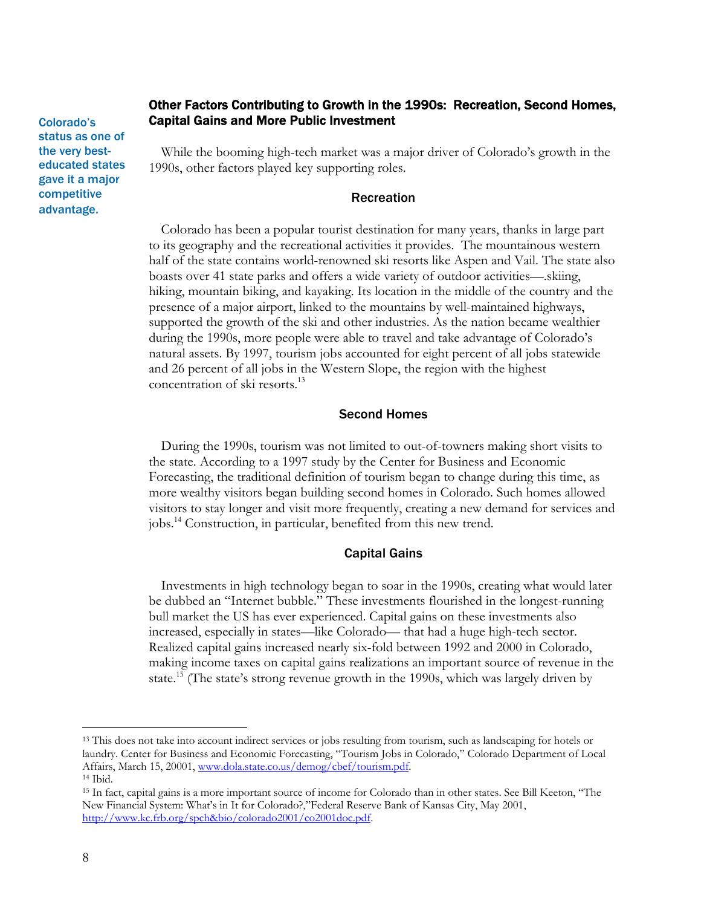Colorado's status as one of the very best-educated states gave it a major competitive advantage.

## Other Factors Contributing to Growth in the 1990s: Recreation, Second Homes, Capital Gains and More Public Investment

While the booming high-tech market was a major driver of Colorado's growth in the 1990s, other factors played key supporting roles.

### Recreation

Colorado has been a popular tourist destination for many years, thanks in large part to its geography and the recreational activities it provides. The mountainous western half of the state contains world-renowned ski resorts like Aspen and Vail. The state also boasts over 41 state parks and offers a wide variety of outdoor activities—.skiing, hiking, mountain biking, and kayaking. Its location in the middle of the country and the presence of a major airport, linked to the mountains by well-maintained highways, supported the growth of the ski and other industries. As the nation became wealthier during the 1990s, more people were able to travel and take advantage of Colorado's natural assets. By 1997, tourism jobs accounted for eight percent of all jobs statewide and 26 percent of all jobs in the Western Slope, the region with the highest concentration of ski resorts.[13]

### Second Homes

During the 1990s, tourism was not limited to out-of-towners making short visits to the state. According to a 1997 study by the Center for Business and Economic Forecasting, the traditional definition of tourism began to change during this time, as more wealthy visitors began building second homes in Colorado. Such homes allowed visitors to stay longer and visit more frequently, creating a new demand for services and jobs.[14] Construction, in particular, benefited from this new trend.

### Capital Gains

Investments in high technology began to soar in the 1990s, creating what would later be dubbed an "Internet bubble." These investments flourished in the longest-running bull market the US has ever experienced. Capital gains on these investments also increased, especially in states—like Colorado— that had a huge high-tech sector. Realized capital gains increased nearly six-fold between 1992 and 2000 in Colorado, making income taxes on capital gains realizations an important source of revenue in the state.[15] (The state's strong revenue growth in the 1990s, which was largely driven by

---

[13] This does not take into account indirect services or jobs resulting from tourism, such as landscaping for hotels or laundry. Center for Business and Economic Forecasting, "Tourism Jobs in Colorado," Colorado Department of Local Affairs, March 15, 20001, www.dola.state.co.us/demog/cbef/tourism.pdf.

[14] Ibid.

[15] In fact, capital gains is a more important source of income for Colorado than in other states. See Bill Keeton, "The New Financial System: What's in It for Colorado?,"Federal Reserve Bank of Kansas City, May 2001, http://www.kc.frb.org/spch&bio/colorado2001/co2001doc.pdf.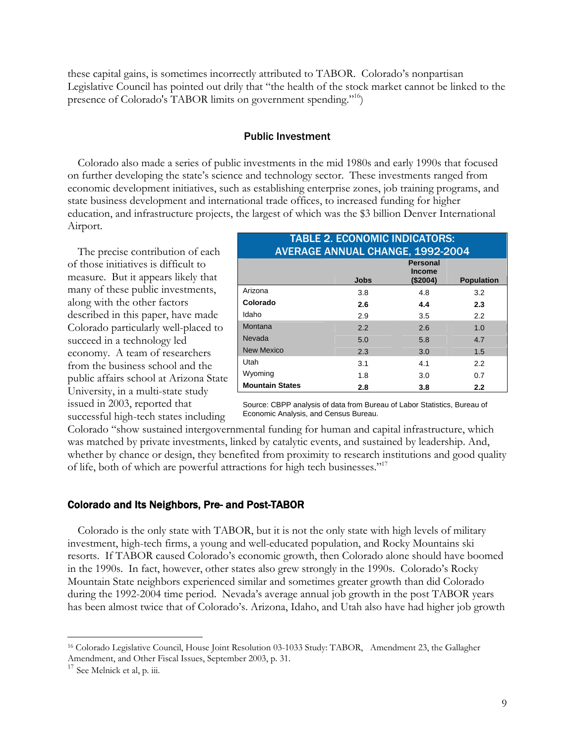these capital gains, is sometimes incorrectly attributed to TABOR. Colorado's nonpartisan Legislative Council has pointed out drily that "the health of the stock market cannot be linked to the presence of Colorado's TABOR limits on government spending."[16])

### Public Investment

Colorado also made a series of public investments in the mid 1980s and early 1990s that focused on further developing the state's science and technology sector. These investments ranged from economic development initiatives, such as establishing enterprise zones, job training programs, and state business development and international trade offices, to increased funding for higher education, and infrastructure projects, the largest of which was the $3 billion Denver International Airport.

The precise contribution of each of those initiatives is difficult to measure. But it appears likely that many of these public investments, along with the other factors described in this paper, have made Colorado particularly well-placed to succeed in a technology led economy. A team of researchers from the business school and the public affairs school at Arizona State University, in a multi-state study issued in 2003, reported that successful high-tech states including Colorado "show sustained intergovernmental funding for human and capital infrastructure, which was matched by private investments, linked by catalytic events, and sustained by leadership. And, whether by chance or design, they benefited from proximity to research institutions and good quality of life, both of which are powerful attractions for high tech businesses."[17]

**TABLE 2. ECONOMIC INDICATORS: AVERAGE ANNUAL CHANGE, 1992-2004**

| | Jobs | Personal Income ($2004) | Population |
|---|---|---|---|
| Arizona | 3.8 | 4.8 | 3.2 |
| **Colorado** | **2.6** | **4.4** | **2.3** |
| Idaho | 2.9 | 3.5 | 2.2 |
| Montana | 2.2 | 2.6 | 1.0 |
| Nevada | 5.0 | 5.8 | 4.7 |
| New Mexico | 2.3 | 3.0 | 1.5 |
| Utah | 3.1 | 4.1 | 2.2 |
| Wyoming | 1.8 | 3.0 | 0.7 |
| **Mountain States** | **2.8** | **3.8** | **2.2** |

Source: CBPP analysis of data from Bureau of Labor Statistics, Bureau of Economic Analysis, and Census Bureau.

## Colorado and Its Neighbors, Pre- and Post-TABOR

Colorado is the only state with TABOR, but it is not the only state with high levels of military investment, high-tech firms, a young and well-educated population, and Rocky Mountains ski resorts. If TABOR caused Colorado's economic growth, then Colorado alone should have boomed in the 1990s. In fact, however, other states also grew strongly in the 1990s. Colorado's Rocky Mountain State neighbors experienced similar and sometimes greater growth than did Colorado during the 1992-2004 time period. Nevada's average annual job growth in the post TABOR years has been almost twice that of Colorado's. Arizona, Idaho, and Utah also have had higher job growth

---

[16] Colorado Legislative Council, House Joint Resolution 03-1033 Study: TABOR, Amendment 23, the Gallagher Amendment, and Other Fiscal Issues, September 2003, p. 31.

[17] See Melnick et al, p. iii.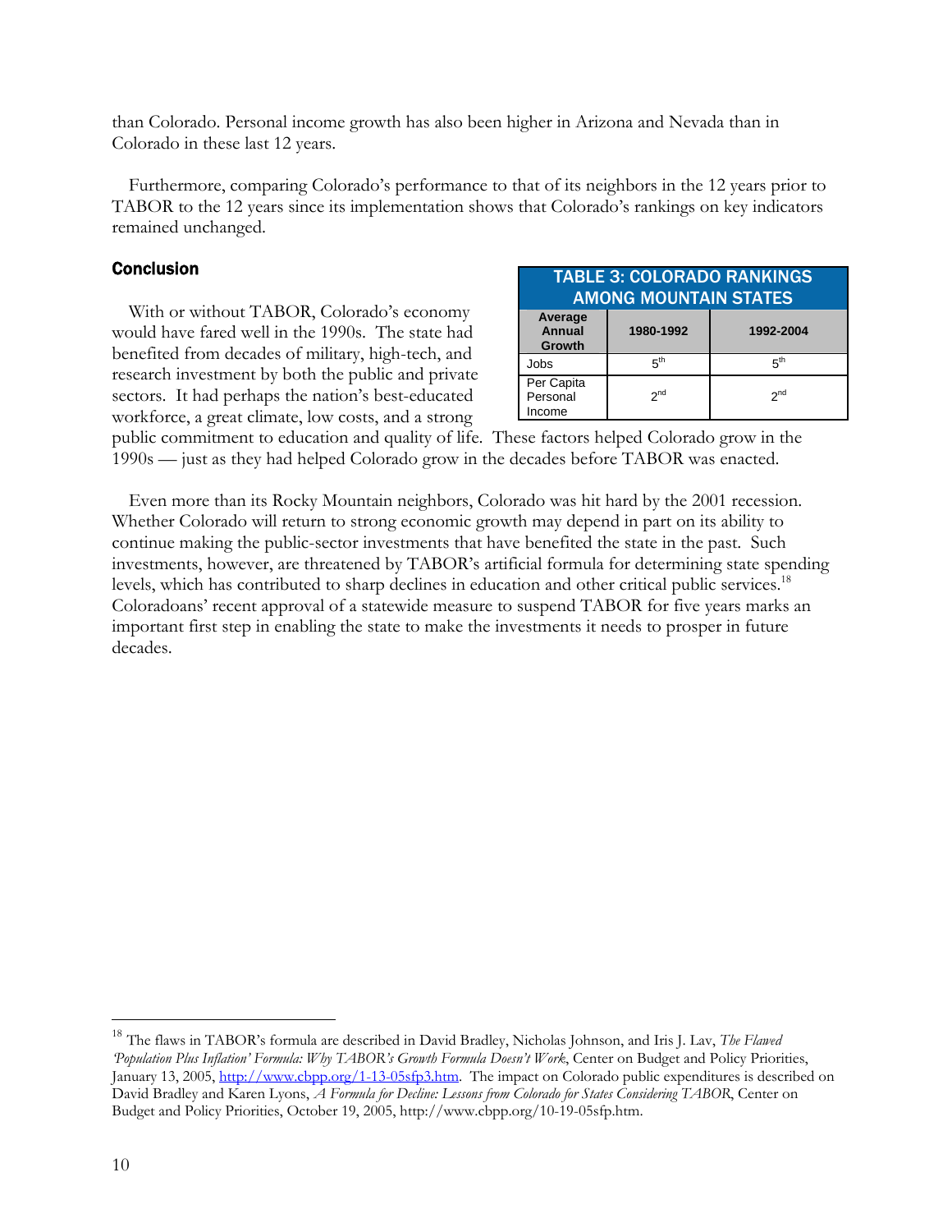than Colorado. Personal income growth has also been higher in Arizona and Nevada than in Colorado in these last 12 years.

Furthermore, comparing Colorado's performance to that of its neighbors in the 12 years prior to TABOR to the 12 years since its implementation shows that Colorado's rankings on key indicators remained unchanged.

### Conclusion

With or without TABOR, Colorado's economy would have fared well in the 1990s. The state had benefited from decades of military, high-tech, and research investment by both the public and private sectors. It had perhaps the nation's best-educated workforce, a great climate, low costs, and a strong public commitment to education and quality of life. These factors helped Colorado grow in the 1990s — just as they had helped Colorado grow in the decades before TABOR was enacted.

**TABLE 3: COLORADO RANKINGS AMONG MOUNTAIN STATES**

| Average Annual Growth | 1980-1992 | 1992-2004 |
|---|---|---|
| Jobs | 5th | 5th |
| Per Capita Personal Income | 2nd | 2nd |

Even more than its Rocky Mountain neighbors, Colorado was hit hard by the 2001 recession. Whether Colorado will return to strong economic growth may depend in part on its ability to continue making the public-sector investments that have benefited the state in the past. Such investments, however, are threatened by TABOR's artificial formula for determining state spending levels, which has contributed to sharp declines in education and other critical public services.[18] Coloradoans' recent approval of a statewide measure to suspend TABOR for five years marks an important first step in enabling the state to make the investments it needs to prosper in future decades.

---

[18] The flaws in TABOR's formula are described in David Bradley, Nicholas Johnson, and Iris J. Lav, *The Flawed 'Population Plus Inflation' Formula: Why TABOR's Growth Formula Doesn't Work*, Center on Budget and Policy Priorities, January 13, 2005, http://www.cbpp.org/1-13-05sfp3.htm. The impact on Colorado public expenditures is described on David Bradley and Karen Lyons, *A Formula for Decline: Lessons from Colorado for States Considering TABOR*, Center on Budget and Policy Priorities, October 19, 2005, http://www.cbpp.org/10-19-05sfp.htm.